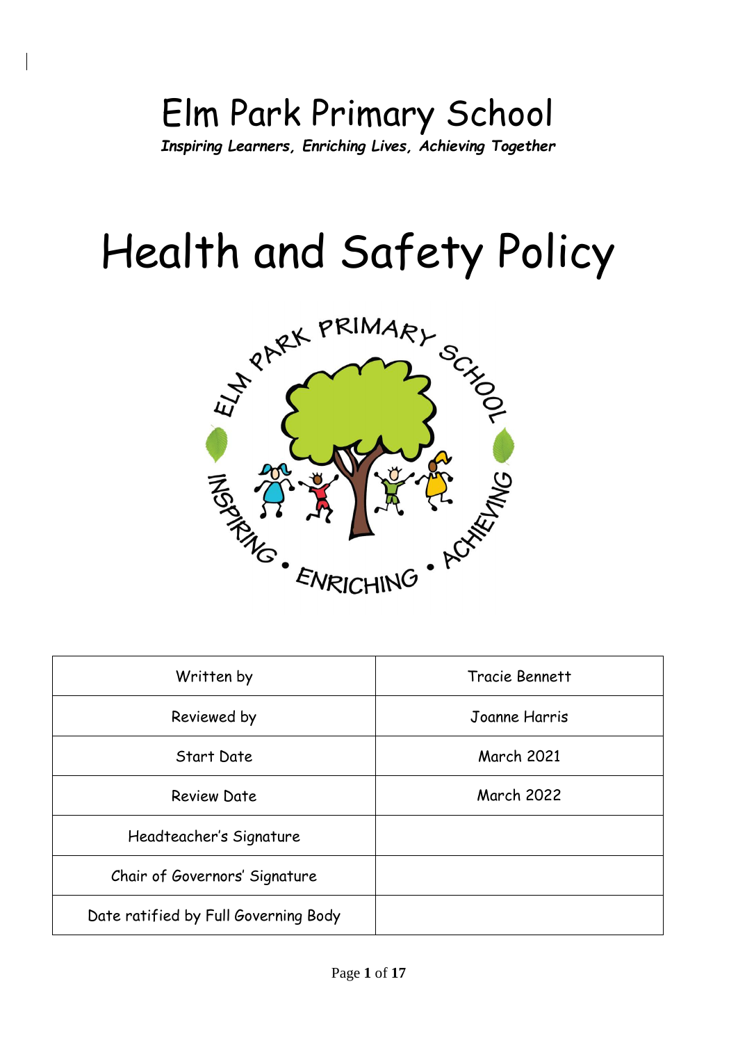# Elm Park Primary School

***Inspiring Learners, Enriching Lives, Achieving Together***

# Health and Safety Policy

| Written by | Tracie Bennett |
| --- | --- |
| Reviewed by | Joanne Harris |
| Start Date | March 2021 |
| Review Date | March 2022 |
| Headteacher's Signature | |
| Chair of Governors' Signature | |
| Date ratified by Full Governing Body | |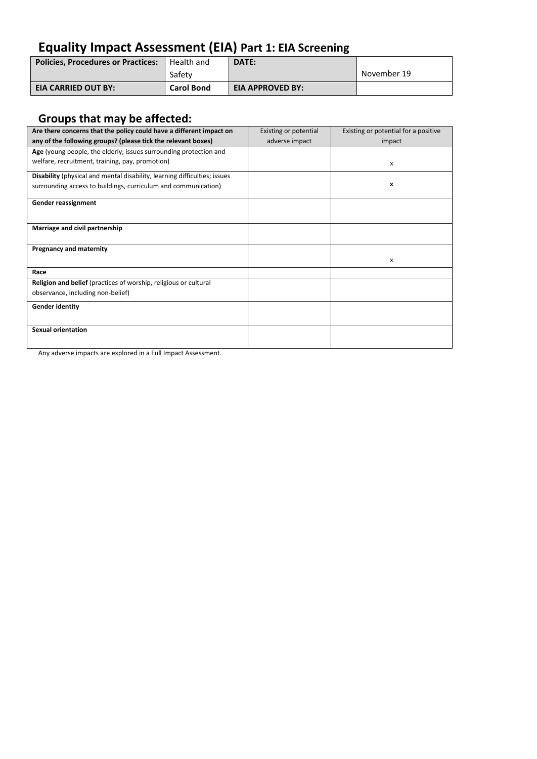# Equality Impact Assessment (EIA) Part 1: EIA Screening

| **Policies, Procedures or Practices:** | Health and Safety | **DATE:** | November 19 |
| --- | --- | --- | --- |
| **EIA CARRIED OUT BY:** | **Carol Bond** | **EIA APPROVED BY:** | |

## Groups that may be affected:

| **Are there concerns that the policy could have a different impact on any of the following groups? (please tick the relevant boxes)** | Existing or potential adverse impact | Existing or potential for a positive impact |
| --- | --- | --- |
| **Age** (young people, the elderly; issues surrounding protection and welfare, recruitment, training, pay, promotion) | | x |
| **Disability** (physical and mental disability, learning difficulties; issues surrounding access to buildings, curriculum and communication) | | **x** |
| **Gender reassignment** | | |
| **Marriage and civil partnership** | | |
| **Pregnancy and maternity** | | x |
| **Race** | | |
| **Religion and belief** (practices of worship, religious or cultural observance, including non-belief) | | |
| **Gender identity** | | |
| **Sexual orientation** | | |

Any adverse impacts are explored in a Full Impact Assessment.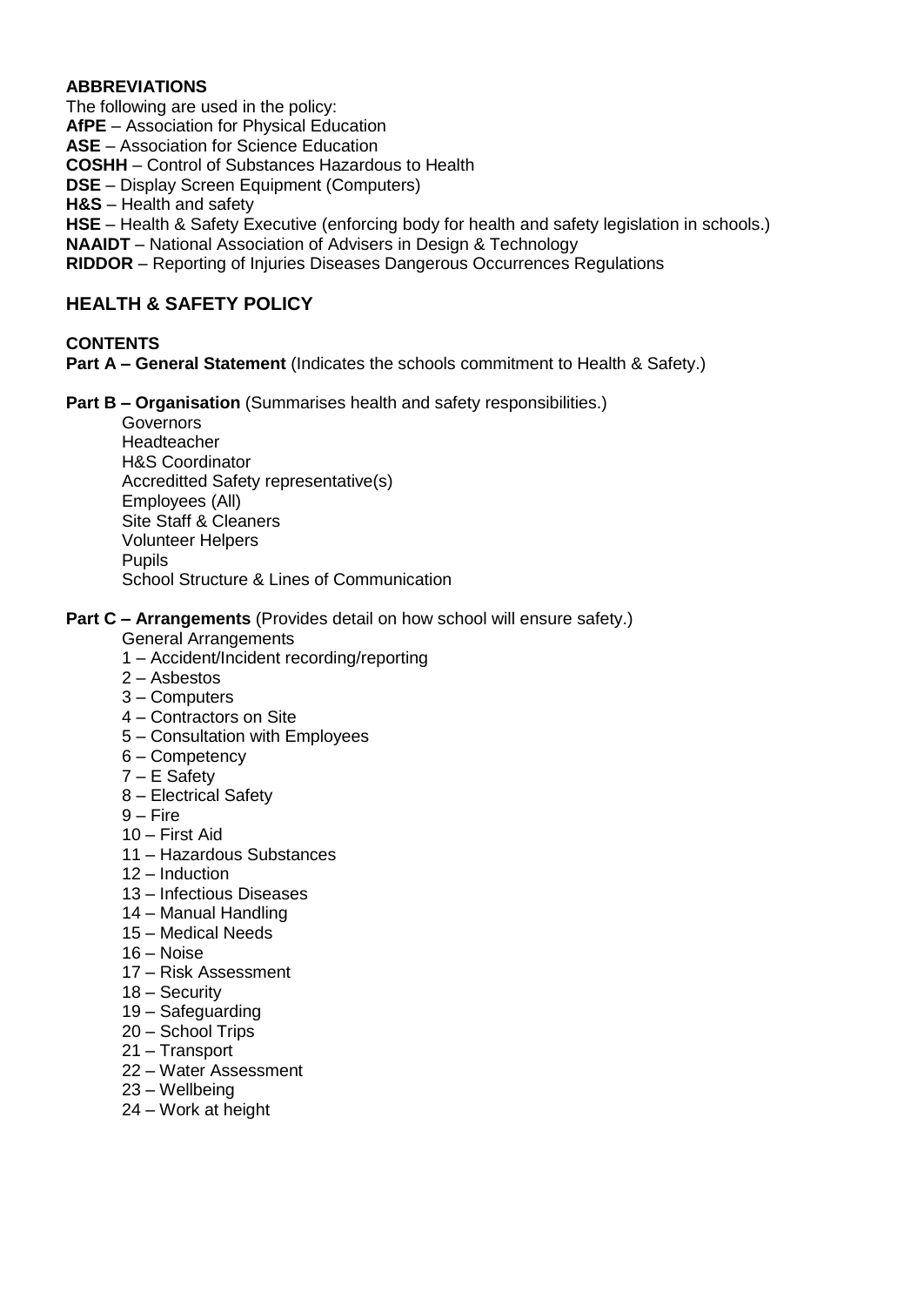**ABBREVIATIONS**

The following are used in the policy:

**AfPE** – Association for Physical Education
**ASE** – Association for Science Education
**COSHH** – Control of Substances Hazardous to Health
**DSE** – Display Screen Equipment (Computers)
**H&S** – Health and safety
**HSE** – Health & Safety Executive (enforcing body for health and safety legislation in schools.)
**NAAIDT** – National Association of Advisers in Design & Technology
**RIDDOR** – Reporting of Injuries Diseases Dangerous Occurrences Regulations

## HEALTH & SAFETY POLICY

**CONTENTS**

**Part A – General Statement** (Indicates the schools commitment to Health & Safety.)

**Part B – Organisation** (Summarises health and safety responsibilities.)

- Governors
- Headteacher
- H&S Coordinator
- Accreditted Safety representative(s)
- Employees (All)
- Site Staff & Cleaners
- Volunteer Helpers
- Pupils
- School Structure & Lines of Communication

**Part C – Arrangements** (Provides detail on how school will ensure safety.)

- General Arrangements
- 1 – Accident/Incident recording/reporting
- 2 – Asbestos
- 3 – Computers
- 4 – Contractors on Site
- 5 – Consultation with Employees
- 6 – Competency
- 7 – E Safety
- 8 – Electrical Safety
- 9 – Fire
- 10 – First Aid
- 11 – Hazardous Substances
- 12 – Induction
- 13 – Infectious Diseases
- 14 – Manual Handling
- 15 – Medical Needs
- 16 – Noise
- 17 – Risk Assessment
- 18 – Security
- 19 – Safeguarding
- 20 – School Trips
- 21 – Transport
- 22 – Water Assessment
- 23 – Wellbeing
- 24 – Work at height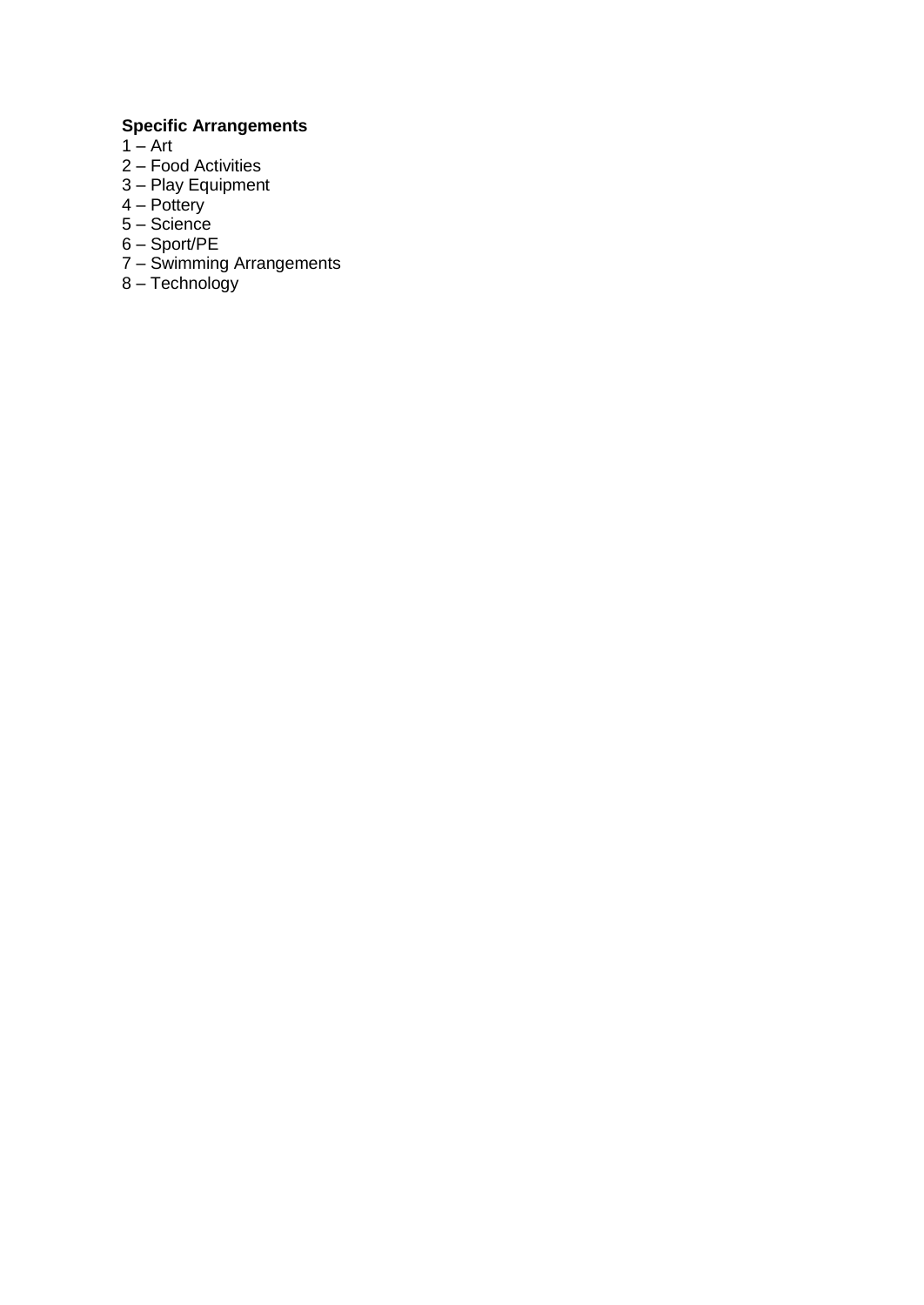**Specific Arrangements**

1 – Art
2 – Food Activities
3 – Play Equipment
4 – Pottery
5 – Science
6 – Sport/PE
7 – Swimming Arrangements
8 – Technology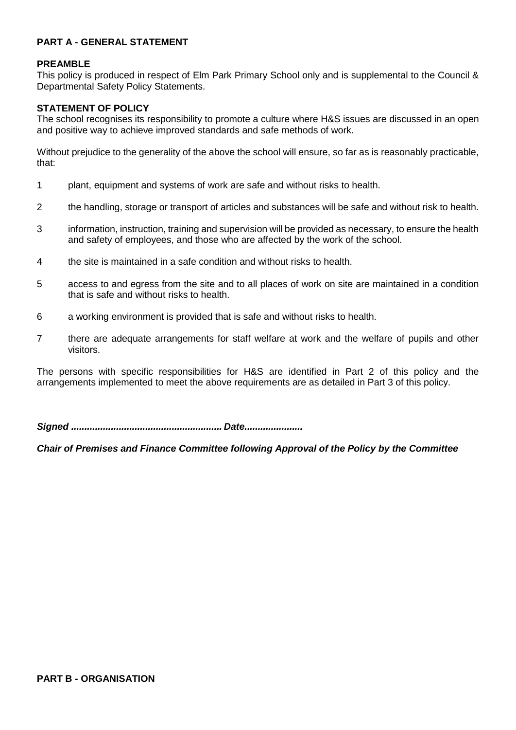## PART A - GENERAL STATEMENT

### PREAMBLE

This policy is produced in respect of Elm Park Primary School only and is supplemental to the Council & Departmental Safety Policy Statements.

### STATEMENT OF POLICY

The school recognises its responsibility to promote a culture where H&S issues are discussed in an open and positive way to achieve improved standards and safe methods of work.

Without prejudice to the generality of the above the school will ensure, so far as is reasonably practicable, that:

1. plant, equipment and systems of work are safe and without risks to health.
2. the handling, storage or transport of articles and substances will be safe and without risk to health.
3. information, instruction, training and supervision will be provided as necessary, to ensure the health and safety of employees, and those who are affected by the work of the school.
4. the site is maintained in a safe condition and without risks to health.
5. access to and egress from the site and to all places of work on site are maintained in a condition that is safe and without risks to health.
6. a working environment is provided that is safe and without risks to health.
7. there are adequate arrangements for staff welfare at work and the welfare of pupils and other visitors.

The persons with specific responsibilities for H&S are identified in Part 2 of this policy and the arrangements implemented to meet the above requirements are as detailed in Part 3 of this policy.

***Signed ......................................................... Date......................***

***Chair of Premises and Finance Committee following Approval of the Policy by the Committee***

## PART B - ORGANISATION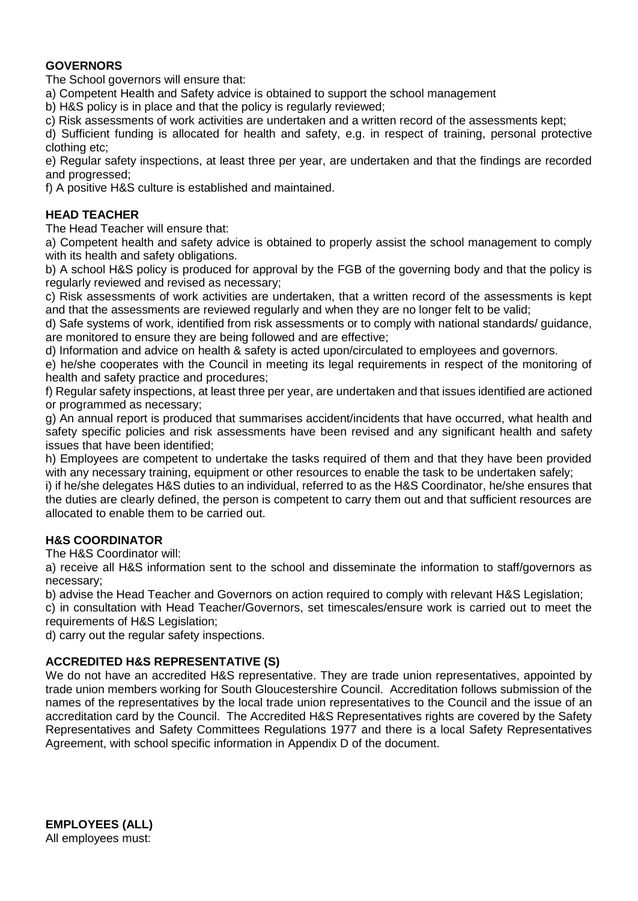**GOVERNORS**

The School governors will ensure that:

a) Competent Health and Safety advice is obtained to support the school management

b) H&S policy is in place and that the policy is regularly reviewed;

c) Risk assessments of work activities are undertaken and a written record of the assessments kept;

d) Sufficient funding is allocated for health and safety, e.g. in respect of training, personal protective clothing etc;

e) Regular safety inspections, at least three per year, are undertaken and that the findings are recorded and progressed;

f) A positive H&S culture is established and maintained.

**HEAD TEACHER**

The Head Teacher will ensure that:

a) Competent health and safety advice is obtained to properly assist the school management to comply with its health and safety obligations.

b) A school H&S policy is produced for approval by the FGB of the governing body and that the policy is regularly reviewed and revised as necessary;

c) Risk assessments of work activities are undertaken, that a written record of the assessments is kept and that the assessments are reviewed regularly and when they are no longer felt to be valid;

d) Safe systems of work, identified from risk assessments or to comply with national standards/ guidance, are monitored to ensure they are being followed and are effective;

d) Information and advice on health & safety is acted upon/circulated to employees and governors.

e) he/she cooperates with the Council in meeting its legal requirements in respect of the monitoring of health and safety practice and procedures;

f) Regular safety inspections, at least three per year, are undertaken and that issues identified are actioned or programmed as necessary;

g) An annual report is produced that summarises accident/incidents that have occurred, what health and safety specific policies and risk assessments have been revised and any significant health and safety issues that have been identified;

h) Employees are competent to undertake the tasks required of them and that they have been provided with any necessary training, equipment or other resources to enable the task to be undertaken safely;

i) if he/she delegates H&S duties to an individual, referred to as the H&S Coordinator, he/she ensures that the duties are clearly defined, the person is competent to carry them out and that sufficient resources are allocated to enable them to be carried out.

**H&S COORDINATOR**

The H&S Coordinator will:

a) receive all H&S information sent to the school and disseminate the information to staff/governors as necessary;

b) advise the Head Teacher and Governors on action required to comply with relevant H&S Legislation;

c) in consultation with Head Teacher/Governors, set timescales/ensure work is carried out to meet the requirements of H&S Legislation;

d) carry out the regular safety inspections.

**ACCREDITED H&S REPRESENTATIVE (S)**

We do not have an accredited H&S representative. They are trade union representatives, appointed by trade union members working for South Gloucestershire Council. Accreditation follows submission of the names of the representatives by the local trade union representatives to the Council and the issue of an accreditation card by the Council. The Accredited H&S Representatives rights are covered by the Safety Representatives and Safety Committees Regulations 1977 and there is a local Safety Representatives Agreement, with school specific information in Appendix D of the document.

**EMPLOYEES (ALL)**

All employees must: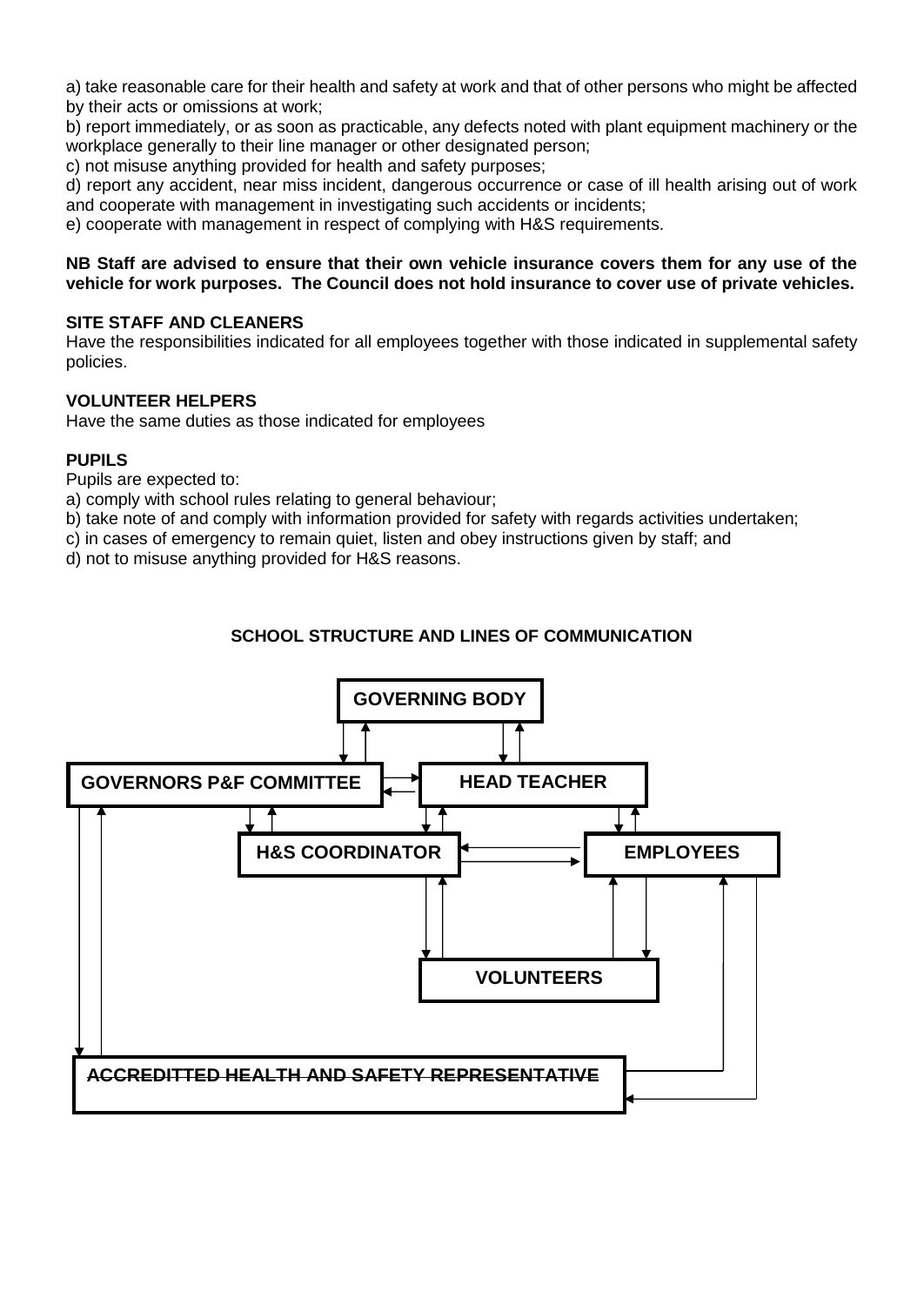a) take reasonable care for their health and safety at work and that of other persons who might be affected by their acts or omissions at work;

b) report immediately, or as soon as practicable, any defects noted with plant equipment machinery or the workplace generally to their line manager or other designated person;

c) not misuse anything provided for health and safety purposes;

d) report any accident, near miss incident, dangerous occurrence or case of ill health arising out of work and cooperate with management in investigating such accidents or incidents;

e) cooperate with management in respect of complying with H&S requirements.

**NB Staff are advised to ensure that their own vehicle insurance covers them for any use of the vehicle for work purposes. The Council does not hold insurance to cover use of private vehicles.**

**SITE STAFF AND CLEANERS**

Have the responsibilities indicated for all employees together with those indicated in supplemental safety policies.

**VOLUNTEER HELPERS**

Have the same duties as those indicated for employees

**PUPILS**

Pupils are expected to:

a) comply with school rules relating to general behaviour;

b) take note of and comply with information provided for safety with regards activities undertaken;

c) in cases of emergency to remain quiet, listen and obey instructions given by staff; and

d) not to misuse anything provided for H&S reasons.

**SCHOOL STRUCTURE AND LINES OF COMMUNICATION**

**GOVERNING BODY**

**GOVERNORS P&F COMMITTEE**

**HEAD TEACHER**

**H&S COORDINATOR**

**EMPLOYEES**

**VOLUNTEERS**

~~**ACCREDITTED HEALTH AND SAFETY REPRESENTATIVE**~~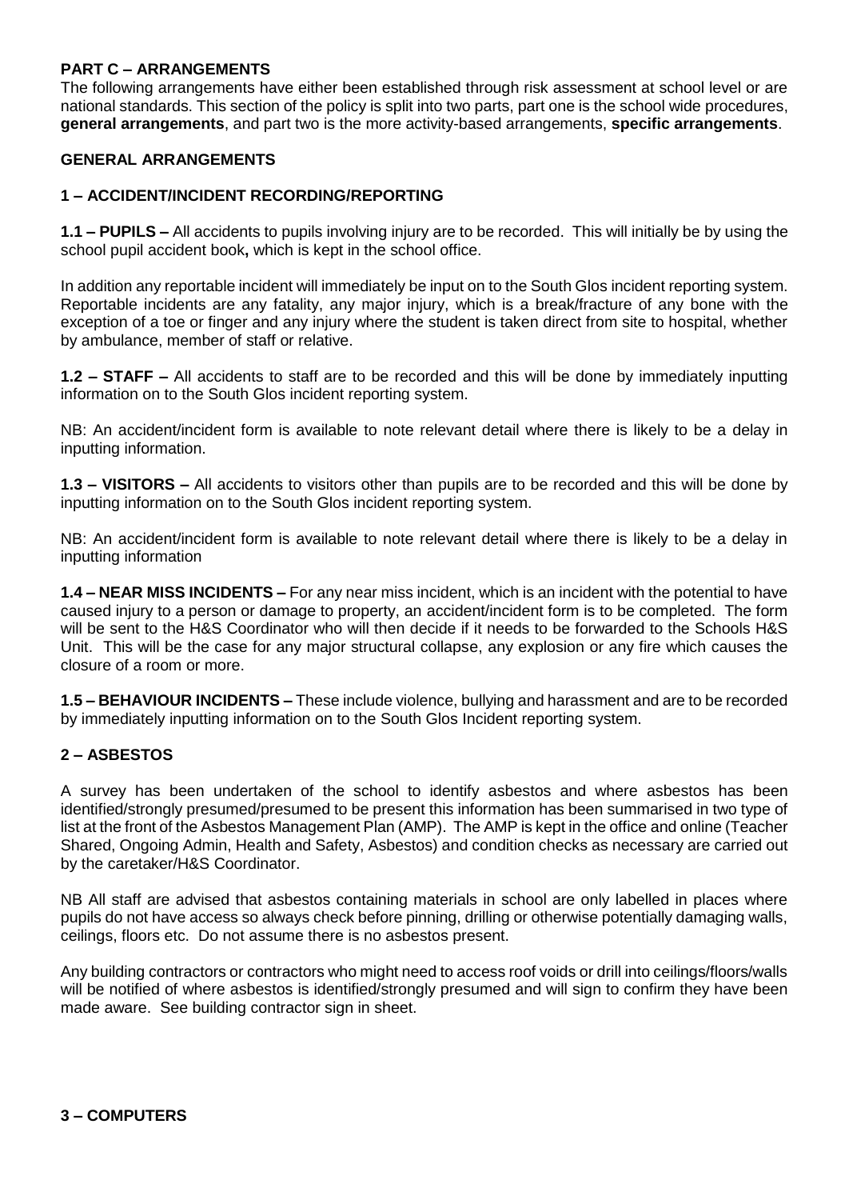## PART C – ARRANGEMENTS

The following arrangements have either been established through risk assessment at school level or are national standards. This section of the policy is split into two parts, part one is the school wide procedures, **general arrangements**, and part two is the more activity-based arrangements, **specific arrangements**.

### GENERAL ARRANGEMENTS

### 1 – ACCIDENT/INCIDENT RECORDING/REPORTING

**1.1 – PUPILS –** All accidents to pupils involving injury are to be recorded. This will initially be by using the school pupil accident book**,** which is kept in the school office.

In addition any reportable incident will immediately be input on to the South Glos incident reporting system. Reportable incidents are any fatality, any major injury, which is a break/fracture of any bone with the exception of a toe or finger and any injury where the student is taken direct from site to hospital, whether by ambulance, member of staff or relative.

**1.2 – STAFF –** All accidents to staff are to be recorded and this will be done by immediately inputting information on to the South Glos incident reporting system.

NB: An accident/incident form is available to note relevant detail where there is likely to be a delay in inputting information.

**1.3 – VISITORS –** All accidents to visitors other than pupils are to be recorded and this will be done by inputting information on to the South Glos incident reporting system.

NB: An accident/incident form is available to note relevant detail where there is likely to be a delay in inputting information

**1.4 – NEAR MISS INCIDENTS –** For any near miss incident, which is an incident with the potential to have caused injury to a person or damage to property, an accident/incident form is to be completed. The form will be sent to the H&S Coordinator who will then decide if it needs to be forwarded to the Schools H&S Unit. This will be the case for any major structural collapse, any explosion or any fire which causes the closure of a room or more.

**1.5 – BEHAVIOUR INCIDENTS –** These include violence, bullying and harassment and are to be recorded by immediately inputting information on to the South Glos Incident reporting system.

### 2 – ASBESTOS

A survey has been undertaken of the school to identify asbestos and where asbestos has been identified/strongly presumed/presumed to be present this information has been summarised in two type of list at the front of the Asbestos Management Plan (AMP). The AMP is kept in the office and online (Teacher Shared, Ongoing Admin, Health and Safety, Asbestos) and condition checks as necessary are carried out by the caretaker/H&S Coordinator.

NB All staff are advised that asbestos containing materials in school are only labelled in places where pupils do not have access so always check before pinning, drilling or otherwise potentially damaging walls, ceilings, floors etc. Do not assume there is no asbestos present.

Any building contractors or contractors who might need to access roof voids or drill into ceilings/floors/walls will be notified of where asbestos is identified/strongly presumed and will sign to confirm they have been made aware. See building contractor sign in sheet.

### 3 – COMPUTERS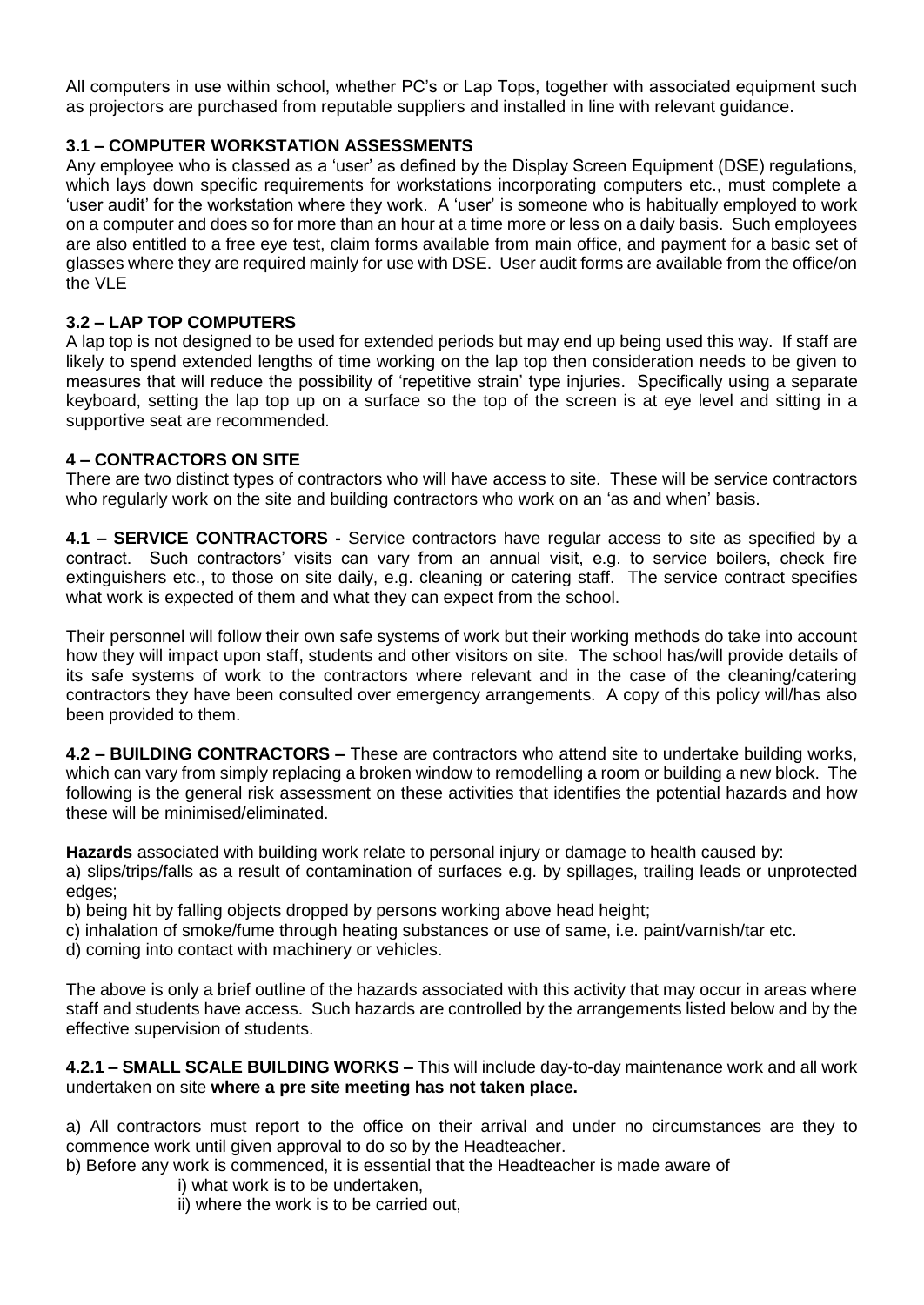All computers in use within school, whether PC's or Lap Tops, together with associated equipment such as projectors are purchased from reputable suppliers and installed in line with relevant guidance.

### 3.1 – COMPUTER WORKSTATION ASSESSMENTS

Any employee who is classed as a 'user' as defined by the Display Screen Equipment (DSE) regulations, which lays down specific requirements for workstations incorporating computers etc., must complete a 'user audit' for the workstation where they work. A 'user' is someone who is habitually employed to work on a computer and does so for more than an hour at a time more or less on a daily basis. Such employees are also entitled to a free eye test, claim forms available from main office, and payment for a basic set of glasses where they are required mainly for use with DSE. User audit forms are available from the office/on the VLE

### 3.2 – LAP TOP COMPUTERS

A lap top is not designed to be used for extended periods but may end up being used this way. If staff are likely to spend extended lengths of time working on the lap top then consideration needs to be given to measures that will reduce the possibility of 'repetitive strain' type injuries. Specifically using a separate keyboard, setting the lap top up on a surface so the top of the screen is at eye level and sitting in a supportive seat are recommended.

## 4 – CONTRACTORS ON SITE

There are two distinct types of contractors who will have access to site. These will be service contractors who regularly work on the site and building contractors who work on an 'as and when' basis.

**4.1 – SERVICE CONTRACTORS -** Service contractors have regular access to site as specified by a contract. Such contractors' visits can vary from an annual visit, e.g. to service boilers, check fire extinguishers etc., to those on site daily, e.g. cleaning or catering staff. The service contract specifies what work is expected of them and what they can expect from the school.

Their personnel will follow their own safe systems of work but their working methods do take into account how they will impact upon staff, students and other visitors on site. The school has/will provide details of its safe systems of work to the contractors where relevant and in the case of the cleaning/catering contractors they have been consulted over emergency arrangements. A copy of this policy will/has also been provided to them.

**4.2 – BUILDING CONTRACTORS –** These are contractors who attend site to undertake building works, which can vary from simply replacing a broken window to remodelling a room or building a new block. The following is the general risk assessment on these activities that identifies the potential hazards and how these will be minimised/eliminated.

**Hazards** associated with building work relate to personal injury or damage to health caused by:

a) slips/trips/falls as a result of contamination of surfaces e.g. by spillages, trailing leads or unprotected edges;

b) being hit by falling objects dropped by persons working above head height;

c) inhalation of smoke/fume through heating substances or use of same, i.e. paint/varnish/tar etc.

d) coming into contact with machinery or vehicles.

The above is only a brief outline of the hazards associated with this activity that may occur in areas where staff and students have access. Such hazards are controlled by the arrangements listed below and by the effective supervision of students.

**4.2.1 – SMALL SCALE BUILDING WORKS –** This will include day-to-day maintenance work and all work undertaken on site **where a pre site meeting has not taken place.**

a) All contractors must report to the office on their arrival and under no circumstances are they to commence work until given approval to do so by the Headteacher.

b) Before any work is commenced, it is essential that the Headteacher is made aware of

i) what work is to be undertaken,

ii) where the work is to be carried out,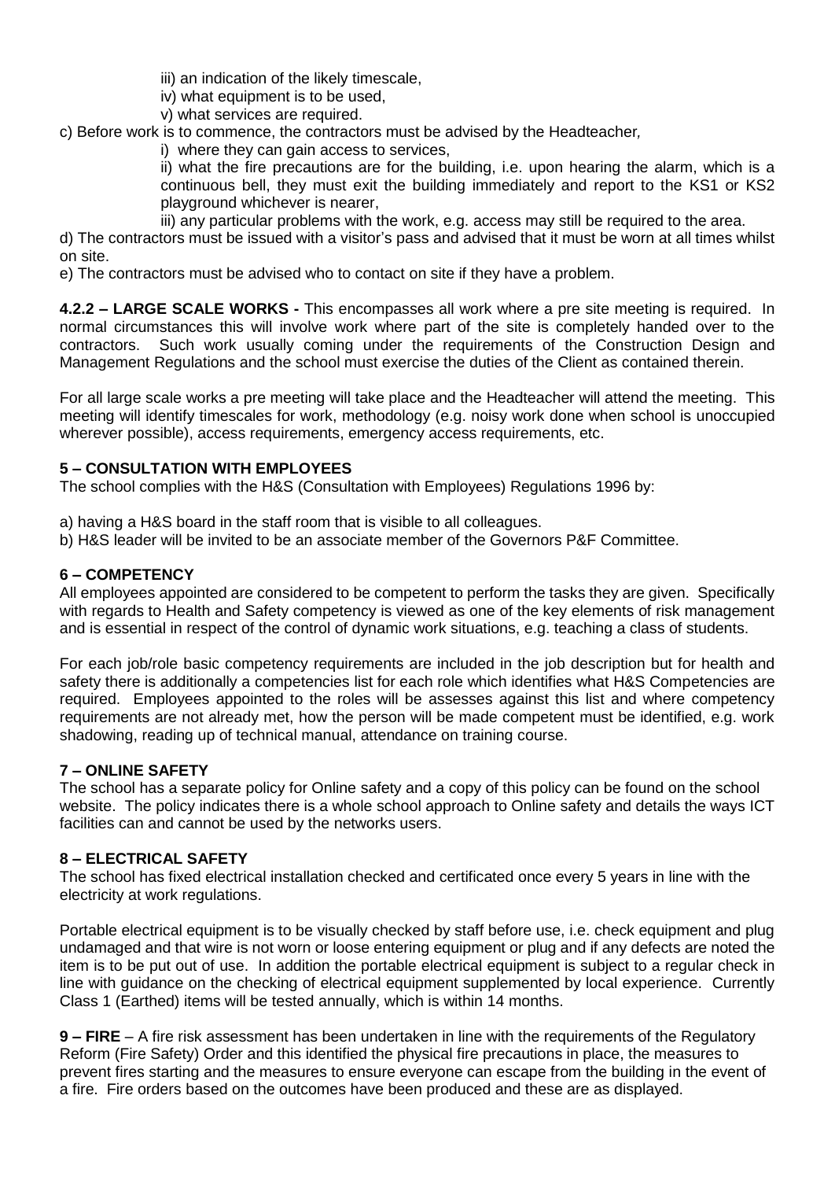iii) an indication of the likely timescale,
iv) what equipment is to be used,
v) what services are required.

c) Before work is to commence, the contractors must be advised by the Headteacher*,*

i) where they can gain access to services,

ii) what the fire precautions are for the building, i.e. upon hearing the alarm, which is a continuous bell, they must exit the building immediately and report to the KS1 or KS2 playground whichever is nearer,

iii) any particular problems with the work, e.g. access may still be required to the area.

d) The contractors must be issued with a visitor's pass and advised that it must be worn at all times whilst on site.

e) The contractors must be advised who to contact on site if they have a problem.

**4.2.2 – LARGE SCALE WORKS -** This encompasses all work where a pre site meeting is required. In normal circumstances this will involve work where part of the site is completely handed over to the contractors. Such work usually coming under the requirements of the Construction Design and Management Regulations and the school must exercise the duties of the Client as contained therein.

For all large scale works a pre meeting will take place and the Headteacher will attend the meeting. This meeting will identify timescales for work, methodology (e.g. noisy work done when school is unoccupied wherever possible), access requirements, emergency access requirements, etc.

## 5 – CONSULTATION WITH EMPLOYEES

The school complies with the H&S (Consultation with Employees) Regulations 1996 by:

a) having a H&S board in the staff room that is visible to all colleagues.
b) H&S leader will be invited to be an associate member of the Governors P&F Committee.

## 6 – COMPETENCY

All employees appointed are considered to be competent to perform the tasks they are given. Specifically with regards to Health and Safety competency is viewed as one of the key elements of risk management and is essential in respect of the control of dynamic work situations, e.g. teaching a class of students.

For each job/role basic competency requirements are included in the job description but for health and safety there is additionally a competencies list for each role which identifies what H&S Competencies are required. Employees appointed to the roles will be assesses against this list and where competency requirements are not already met, how the person will be made competent must be identified, e.g. work shadowing, reading up of technical manual, attendance on training course.

## 7 – ONLINE SAFETY

The school has a separate policy for Online safety and a copy of this policy can be found on the school website. The policy indicates there is a whole school approach to Online safety and details the ways ICT facilities can and cannot be used by the networks users.

## 8 – ELECTRICAL SAFETY

The school has fixed electrical installation checked and certificated once every 5 years in line with the electricity at work regulations.

Portable electrical equipment is to be visually checked by staff before use, i.e. check equipment and plug undamaged and that wire is not worn or loose entering equipment or plug and if any defects are noted the item is to be put out of use. In addition the portable electrical equipment is subject to a regular check in line with guidance on the checking of electrical equipment supplemented by local experience. Currently Class 1 (Earthed) items will be tested annually, which is within 14 months.

**9 – FIRE** – A fire risk assessment has been undertaken in line with the requirements of the Regulatory Reform (Fire Safety) Order and this identified the physical fire precautions in place, the measures to prevent fires starting and the measures to ensure everyone can escape from the building in the event of a fire. Fire orders based on the outcomes have been produced and these are as displayed.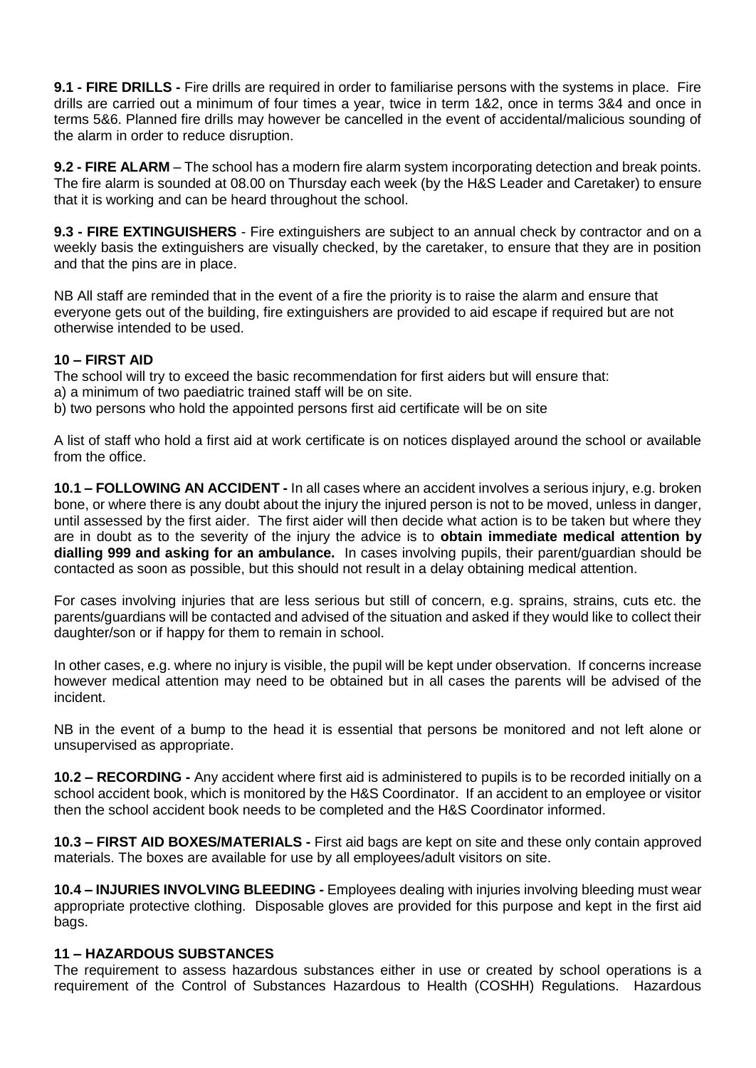**9.1 - FIRE DRILLS -** Fire drills are required in order to familiarise persons with the systems in place. Fire drills are carried out a minimum of four times a year, twice in term 1&2, once in terms 3&4 and once in terms 5&6. Planned fire drills may however be cancelled in the event of accidental/malicious sounding of the alarm in order to reduce disruption.

**9.2 - FIRE ALARM** – The school has a modern fire alarm system incorporating detection and break points. The fire alarm is sounded at 08.00 on Thursday each week (by the H&S Leader and Caretaker) to ensure that it is working and can be heard throughout the school.

**9.3 - FIRE EXTINGUISHERS** - Fire extinguishers are subject to an annual check by contractor and on a weekly basis the extinguishers are visually checked, by the caretaker, to ensure that they are in position and that the pins are in place.

NB All staff are reminded that in the event of a fire the priority is to raise the alarm and ensure that everyone gets out of the building, fire extinguishers are provided to aid escape if required but are not otherwise intended to be used.

**10 – FIRST AID**

The school will try to exceed the basic recommendation for first aiders but will ensure that:

a) a minimum of two paediatric trained staff will be on site.

b) two persons who hold the appointed persons first aid certificate will be on site

A list of staff who hold a first aid at work certificate is on notices displayed around the school or available from the office.

**10.1 – FOLLOWING AN ACCIDENT -** In all cases where an accident involves a serious injury, e.g. broken bone, or where there is any doubt about the injury the injured person is not to be moved, unless in danger, until assessed by the first aider. The first aider will then decide what action is to be taken but where they are in doubt as to the severity of the injury the advice is to **obtain immediate medical attention by dialling 999 and asking for an ambulance.** In cases involving pupils, their parent/guardian should be contacted as soon as possible, but this should not result in a delay obtaining medical attention.

For cases involving injuries that are less serious but still of concern, e.g. sprains, strains, cuts etc. the parents/guardians will be contacted and advised of the situation and asked if they would like to collect their daughter/son or if happy for them to remain in school.

In other cases, e.g. where no injury is visible, the pupil will be kept under observation. If concerns increase however medical attention may need to be obtained but in all cases the parents will be advised of the incident.

NB in the event of a bump to the head it is essential that persons be monitored and not left alone or unsupervised as appropriate.

**10.2 – RECORDING -** Any accident where first aid is administered to pupils is to be recorded initially on a school accident book, which is monitored by the H&S Coordinator. If an accident to an employee or visitor then the school accident book needs to be completed and the H&S Coordinator informed.

**10.3 – FIRST AID BOXES/MATERIALS -** First aid bags are kept on site and these only contain approved materials. The boxes are available for use by all employees/adult visitors on site.

**10.4 – INJURIES INVOLVING BLEEDING -** Employees dealing with injuries involving bleeding must wear appropriate protective clothing. Disposable gloves are provided for this purpose and kept in the first aid bags.

**11 – HAZARDOUS SUBSTANCES**

The requirement to assess hazardous substances either in use or created by school operations is a requirement of the Control of Substances Hazardous to Health (COSHH) Regulations. Hazardous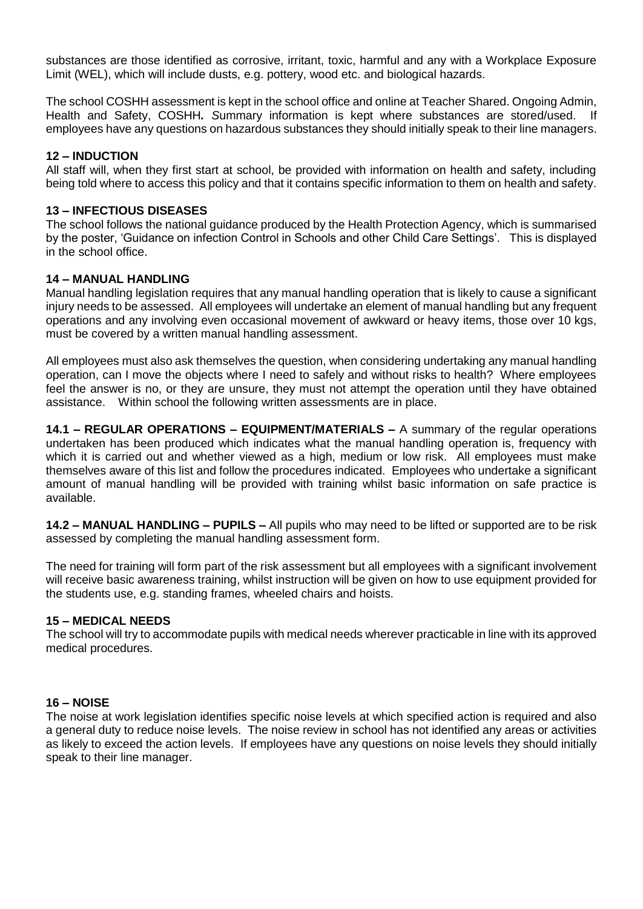substances are those identified as corrosive, irritant, toxic, harmful and any with a Workplace Exposure Limit (WEL), which will include dusts, e.g. pottery, wood etc. and biological hazards.

The school COSHH assessment is kept in the school office and online at Teacher Shared. Ongoing Admin, Health and Safety, COSHH***.*** *S*ummary information is kept where substances are stored/used. If employees have any questions on hazardous substances they should initially speak to their line managers.

## 12 – INDUCTION

All staff will, when they first start at school, be provided with information on health and safety, including being told where to access this policy and that it contains specific information to them on health and safety.

## 13 – INFECTIOUS DISEASES

The school follows the national guidance produced by the Health Protection Agency, which is summarised by the poster, 'Guidance on infection Control in Schools and other Child Care Settings'. This is displayed in the school office.

## 14 – MANUAL HANDLING

Manual handling legislation requires that any manual handling operation that is likely to cause a significant injury needs to be assessed. All employees will undertake an element of manual handling but any frequent operations and any involving even occasional movement of awkward or heavy items, those over 10 kgs, must be covered by a written manual handling assessment.

All employees must also ask themselves the question, when considering undertaking any manual handling operation, can I move the objects where I need to safely and without risks to health? Where employees feel the answer is no, or they are unsure, they must not attempt the operation until they have obtained assistance. Within school the following written assessments are in place.

**14.1 – REGULAR OPERATIONS – EQUIPMENT/MATERIALS –** A summary of the regular operations undertaken has been produced which indicates what the manual handling operation is, frequency with which it is carried out and whether viewed as a high, medium or low risk. All employees must make themselves aware of this list and follow the procedures indicated. Employees who undertake a significant amount of manual handling will be provided with training whilst basic information on safe practice is available.

**14.2 – MANUAL HANDLING – PUPILS –** All pupils who may need to be lifted or supported are to be risk assessed by completing the manual handling assessment form.

The need for training will form part of the risk assessment but all employees with a significant involvement will receive basic awareness training, whilst instruction will be given on how to use equipment provided for the students use, e.g. standing frames, wheeled chairs and hoists.

## 15 – MEDICAL NEEDS

The school will try to accommodate pupils with medical needs wherever practicable in line with its approved medical procedures.

## 16 – NOISE

The noise at work legislation identifies specific noise levels at which specified action is required and also a general duty to reduce noise levels. The noise review in school has not identified any areas or activities as likely to exceed the action levels. If employees have any questions on noise levels they should initially speak to their line manager.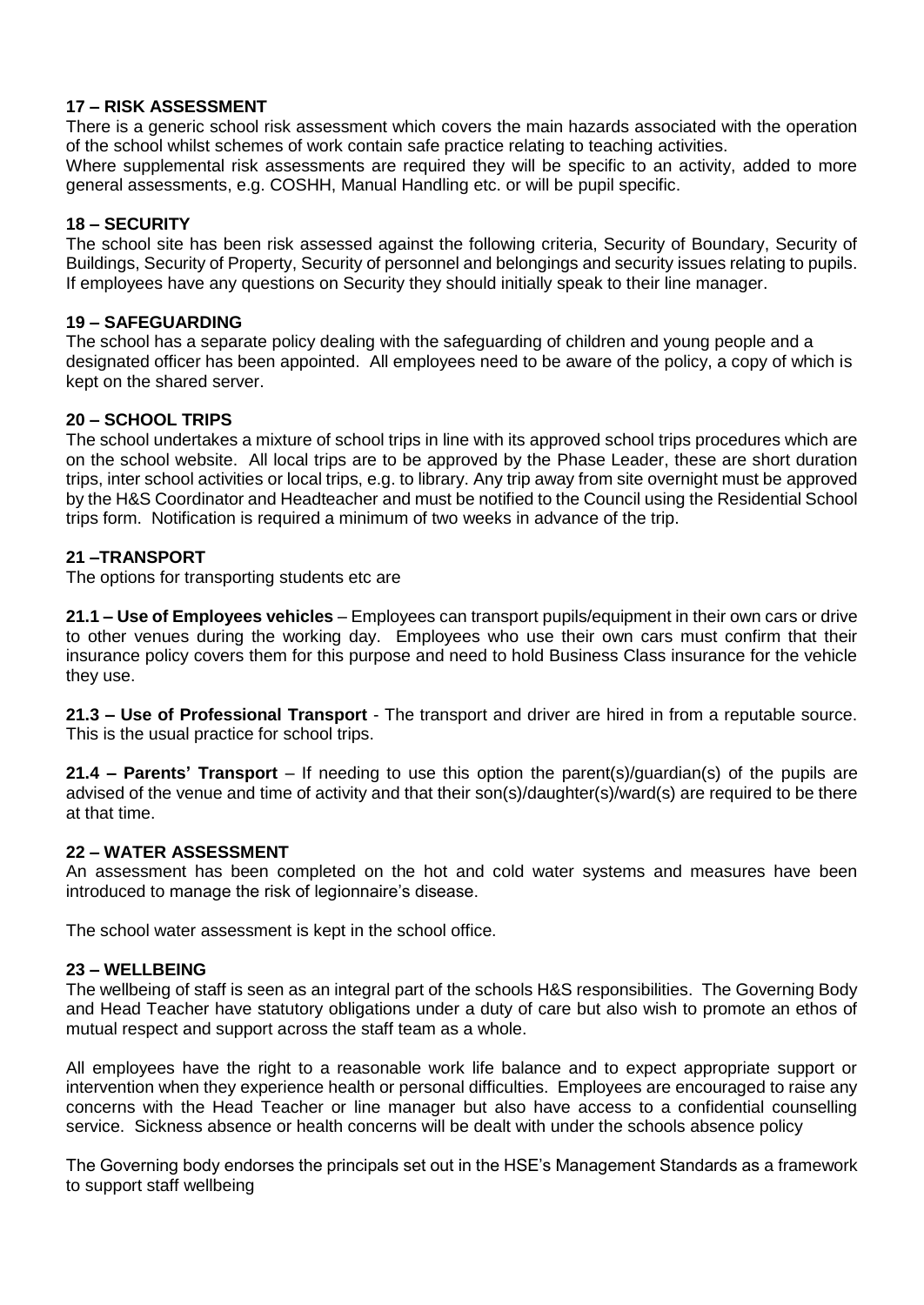## 17 – RISK ASSESSMENT

There is a generic school risk assessment which covers the main hazards associated with the operation of the school whilst schemes of work contain safe practice relating to teaching activities.

Where supplemental risk assessments are required they will be specific to an activity, added to more general assessments, e.g. COSHH, Manual Handling etc. or will be pupil specific.

## 18 – SECURITY

The school site has been risk assessed against the following criteria, Security of Boundary, Security of Buildings, Security of Property, Security of personnel and belongings and security issues relating to pupils. If employees have any questions on Security they should initially speak to their line manager.

## 19 – SAFEGUARDING

The school has a separate policy dealing with the safeguarding of children and young people and a designated officer has been appointed. All employees need to be aware of the policy, a copy of which is kept on the shared server.

## 20 – SCHOOL TRIPS

The school undertakes a mixture of school trips in line with its approved school trips procedures which are on the school website. All local trips are to be approved by the Phase Leader, these are short duration trips, inter school activities or local trips, e.g. to library. Any trip away from site overnight must be approved by the H&S Coordinator and Headteacher and must be notified to the Council using the Residential School trips form. Notification is required a minimum of two weeks in advance of the trip.

## 21 –TRANSPORT

The options for transporting students etc are

**21.1 – Use of Employees vehicles** – Employees can transport pupils/equipment in their own cars or drive to other venues during the working day. Employees who use their own cars must confirm that their insurance policy covers them for this purpose and need to hold Business Class insurance for the vehicle they use.

**21.3 – Use of Professional Transport** - The transport and driver are hired in from a reputable source. This is the usual practice for school trips.

**21.4 – Parents' Transport** – If needing to use this option the parent(s)/guardian(s) of the pupils are advised of the venue and time of activity and that their son(s)/daughter(s)/ward(s) are required to be there at that time.

## 22 – WATER ASSESSMENT

An assessment has been completed on the hot and cold water systems and measures have been introduced to manage the risk of legionnaire's disease.

The school water assessment is kept in the school office.

## 23 – WELLBEING

The wellbeing of staff is seen as an integral part of the schools H&S responsibilities. The Governing Body and Head Teacher have statutory obligations under a duty of care but also wish to promote an ethos of mutual respect and support across the staff team as a whole.

All employees have the right to a reasonable work life balance and to expect appropriate support or intervention when they experience health or personal difficulties. Employees are encouraged to raise any concerns with the Head Teacher or line manager but also have access to a confidential counselling service. Sickness absence or health concerns will be dealt with under the schools absence policy

The Governing body endorses the principals set out in the HSE's Management Standards as a framework to support staff wellbeing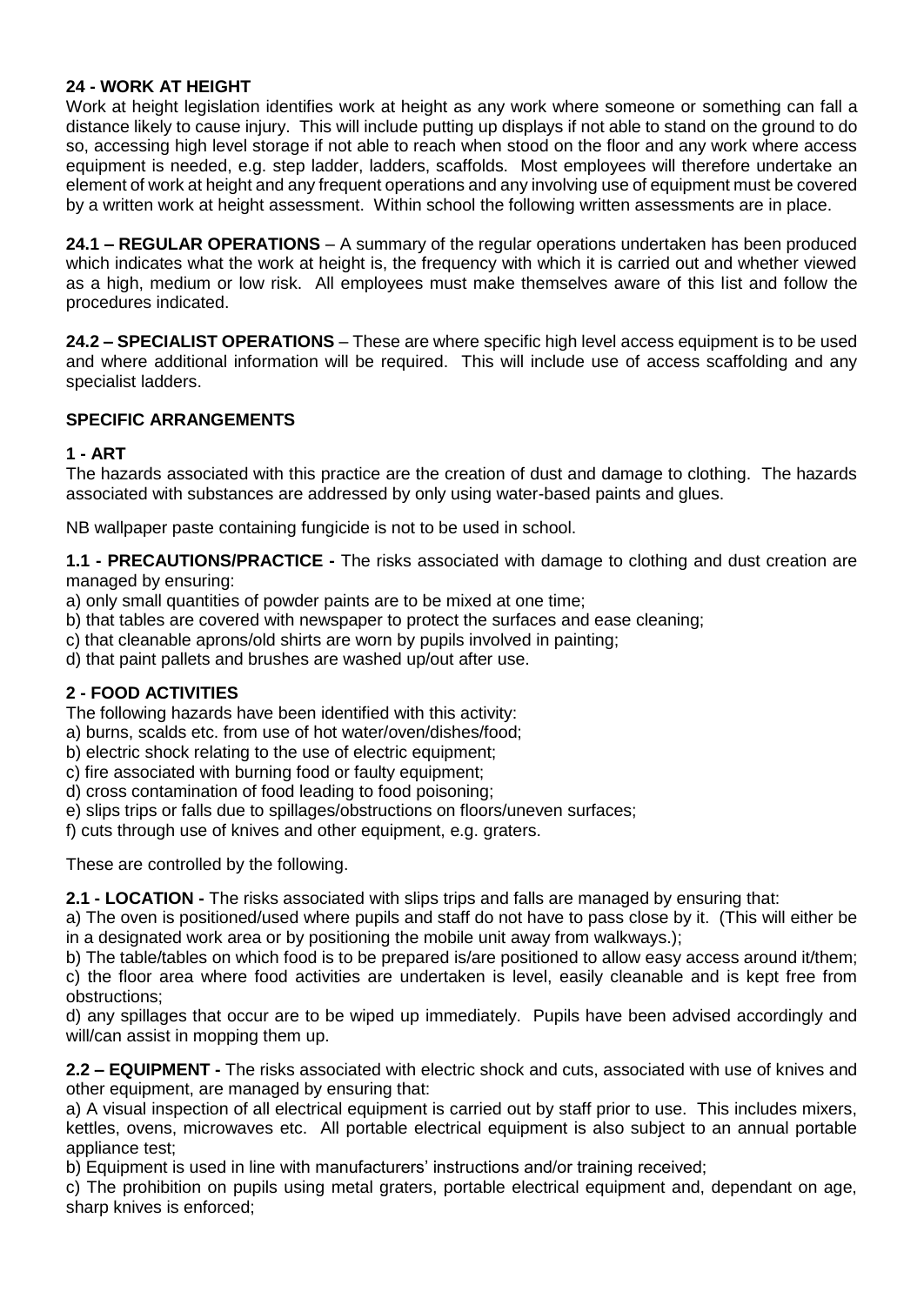**24 - WORK AT HEIGHT**

Work at height legislation identifies work at height as any work where someone or something can fall a distance likely to cause injury. This will include putting up displays if not able to stand on the ground to do so, accessing high level storage if not able to reach when stood on the floor and any work where access equipment is needed, e.g. step ladder, ladders, scaffolds. Most employees will therefore undertake an element of work at height and any frequent operations and any involving use of equipment must be covered by a written work at height assessment. Within school the following written assessments are in place.

**24.1 – REGULAR OPERATIONS** – A summary of the regular operations undertaken has been produced which indicates what the work at height is, the frequency with which it is carried out and whether viewed as a high, medium or low risk. All employees must make themselves aware of this list and follow the procedures indicated.

**24.2 – SPECIALIST OPERATIONS** – These are where specific high level access equipment is to be used and where additional information will be required. This will include use of access scaffolding and any specialist ladders.

**SPECIFIC ARRANGEMENTS**

**1 - ART**

The hazards associated with this practice are the creation of dust and damage to clothing. The hazards associated with substances are addressed by only using water-based paints and glues.

NB wallpaper paste containing fungicide is not to be used in school.

**1.1 - PRECAUTIONS/PRACTICE -** The risks associated with damage to clothing and dust creation are managed by ensuring:

a) only small quantities of powder paints are to be mixed at one time;
b) that tables are covered with newspaper to protect the surfaces and ease cleaning;
c) that cleanable aprons/old shirts are worn by pupils involved in painting;
d) that paint pallets and brushes are washed up/out after use.

**2 - FOOD ACTIVITIES**

The following hazards have been identified with this activity:

a) burns, scalds etc. from use of hot water/oven/dishes/food;
b) electric shock relating to the use of electric equipment;
c) fire associated with burning food or faulty equipment;
d) cross contamination of food leading to food poisoning;
e) slips trips or falls due to spillages/obstructions on floors/uneven surfaces;
f) cuts through use of knives and other equipment, e.g. graters.

These are controlled by the following.

**2.1 - LOCATION -** The risks associated with slips trips and falls are managed by ensuring that:

a) The oven is positioned/used where pupils and staff do not have to pass close by it. (This will either be in a designated work area or by positioning the mobile unit away from walkways.);
b) The table/tables on which food is to be prepared is/are positioned to allow easy access around it/them;
c) the floor area where food activities are undertaken is level, easily cleanable and is kept free from obstructions;
d) any spillages that occur are to be wiped up immediately. Pupils have been advised accordingly and will/can assist in mopping them up.

**2.2 – EQUIPMENT -** The risks associated with electric shock and cuts, associated with use of knives and other equipment, are managed by ensuring that:

a) A visual inspection of all electrical equipment is carried out by staff prior to use. This includes mixers, kettles, ovens, microwaves etc. All portable electrical equipment is also subject to an annual portable appliance test;
b) Equipment is used in line with manufacturers' instructions and/or training received;
c) The prohibition on pupils using metal graters, portable electrical equipment and, dependant on age, sharp knives is enforced;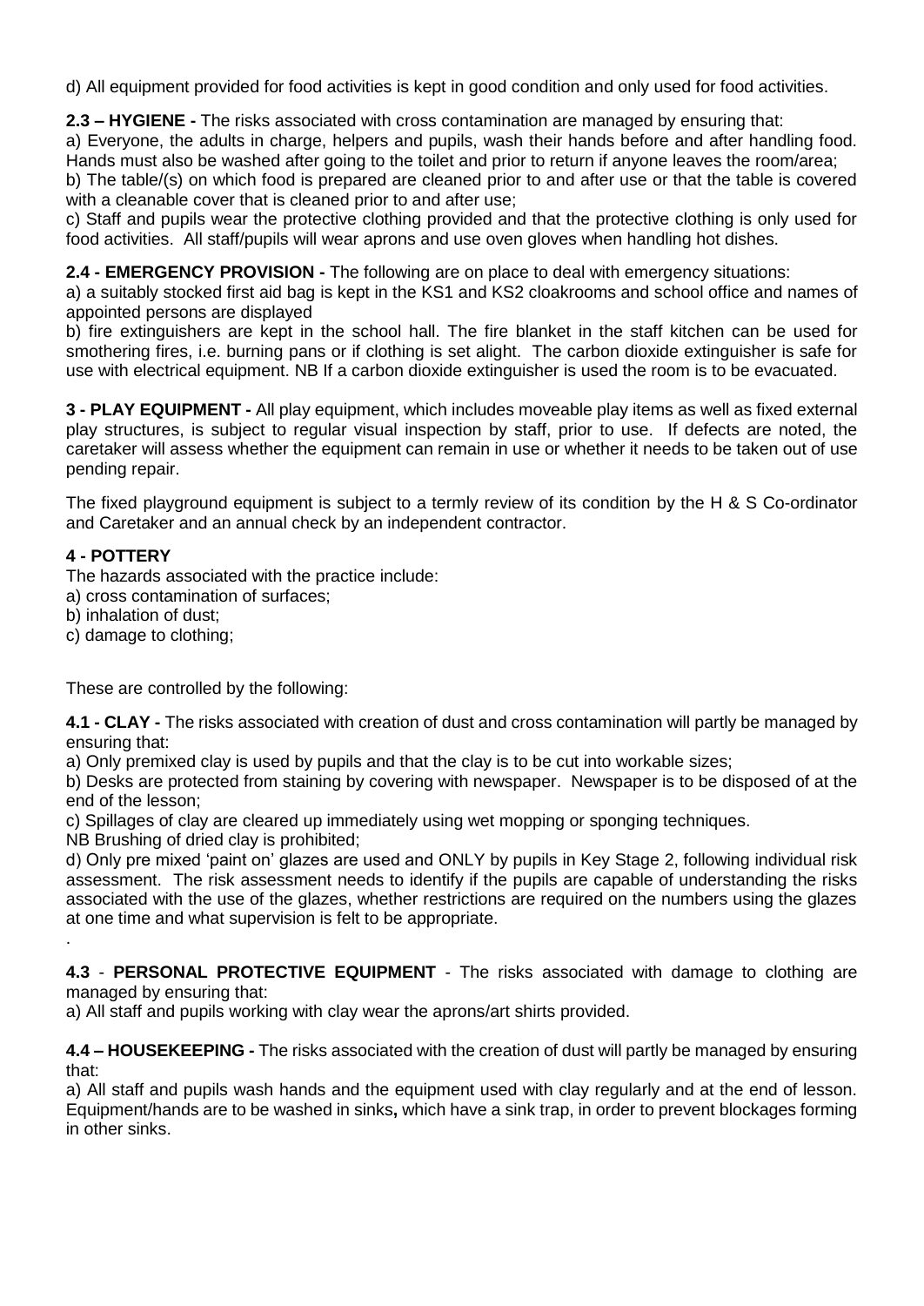d) All equipment provided for food activities is kept in good condition and only used for food activities.

**2.3 – HYGIENE -** The risks associated with cross contamination are managed by ensuring that:

a) Everyone, the adults in charge, helpers and pupils, wash their hands before and after handling food. Hands must also be washed after going to the toilet and prior to return if anyone leaves the room/area;

b) The table/(s) on which food is prepared are cleaned prior to and after use or that the table is covered with a cleanable cover that is cleaned prior to and after use;

c) Staff and pupils wear the protective clothing provided and that the protective clothing is only used for food activities. All staff/pupils will wear aprons and use oven gloves when handling hot dishes.

**2.4 - EMERGENCY PROVISION -** The following are on place to deal with emergency situations:

a) a suitably stocked first aid bag is kept in the KS1 and KS2 cloakrooms and school office and names of appointed persons are displayed

b) fire extinguishers are kept in the school hall. The fire blanket in the staff kitchen can be used for smothering fires, i.e. burning pans or if clothing is set alight. The carbon dioxide extinguisher is safe for use with electrical equipment. NB If a carbon dioxide extinguisher is used the room is to be evacuated.

**3 - PLAY EQUIPMENT -** All play equipment, which includes moveable play items as well as fixed external play structures, is subject to regular visual inspection by staff, prior to use. If defects are noted, the caretaker will assess whether the equipment can remain in use or whether it needs to be taken out of use pending repair.

The fixed playground equipment is subject to a termly review of its condition by the H & S Co-ordinator and Caretaker and an annual check by an independent contractor.

**4 - POTTERY**

The hazards associated with the practice include:

a) cross contamination of surfaces;

b) inhalation of dust;

c) damage to clothing;

These are controlled by the following:

**4.1 - CLAY -** The risks associated with creation of dust and cross contamination will partly be managed by ensuring that:

a) Only premixed clay is used by pupils and that the clay is to be cut into workable sizes;

b) Desks are protected from staining by covering with newspaper. Newspaper is to be disposed of at the end of the lesson;

c) Spillages of clay are cleared up immediately using wet mopping or sponging techniques.

NB Brushing of dried clay is prohibited;

d) Only pre mixed 'paint on' glazes are used and ONLY by pupils in Key Stage 2, following individual risk assessment. The risk assessment needs to identify if the pupils are capable of understanding the risks associated with the use of the glazes, whether restrictions are required on the numbers using the glazes at one time and what supervision is felt to be appropriate.

.

**4.3** - **PERSONAL PROTECTIVE EQUIPMENT** - The risks associated with damage to clothing are managed by ensuring that:

a) All staff and pupils working with clay wear the aprons/art shirts provided.

**4.4 – HOUSEKEEPING -** The risks associated with the creation of dust will partly be managed by ensuring that:

a) All staff and pupils wash hands and the equipment used with clay regularly and at the end of lesson. Equipment/hands are to be washed in sinks**,** which have a sink trap, in order to prevent blockages forming in other sinks.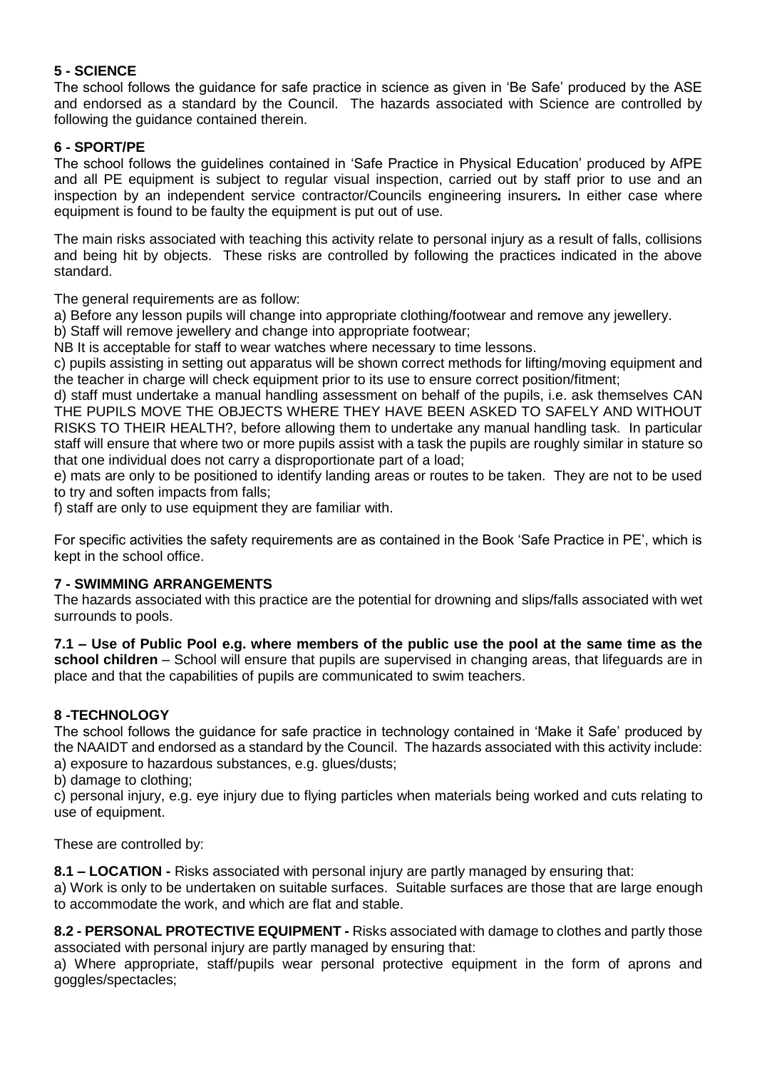**5 - SCIENCE**

The school follows the guidance for safe practice in science as given in 'Be Safe' produced by the ASE and endorsed as a standard by the Council. The hazards associated with Science are controlled by following the guidance contained therein.

**6 - SPORT/PE**

The school follows the guidelines contained in 'Safe Practice in Physical Education' produced by AfPE and all PE equipment is subject to regular visual inspection, carried out by staff prior to use and an inspection by an independent service contractor/Councils engineering insurers**.** In either case where equipment is found to be faulty the equipment is put out of use.

The main risks associated with teaching this activity relate to personal injury as a result of falls, collisions and being hit by objects. These risks are controlled by following the practices indicated in the above standard.

The general requirements are as follow:

a) Before any lesson pupils will change into appropriate clothing/footwear and remove any jewellery.

b) Staff will remove jewellery and change into appropriate footwear;

NB It is acceptable for staff to wear watches where necessary to time lessons.

c) pupils assisting in setting out apparatus will be shown correct methods for lifting/moving equipment and the teacher in charge will check equipment prior to its use to ensure correct position/fitment;

d) staff must undertake a manual handling assessment on behalf of the pupils, i.e. ask themselves CAN THE PUPILS MOVE THE OBJECTS WHERE THEY HAVE BEEN ASKED TO SAFELY AND WITHOUT RISKS TO THEIR HEALTH?, before allowing them to undertake any manual handling task. In particular staff will ensure that where two or more pupils assist with a task the pupils are roughly similar in stature so that one individual does not carry a disproportionate part of a load;

e) mats are only to be positioned to identify landing areas or routes to be taken. They are not to be used to try and soften impacts from falls;

f) staff are only to use equipment they are familiar with.

For specific activities the safety requirements are as contained in the Book 'Safe Practice in PE', which is kept in the school office.

**7 - SWIMMING ARRANGEMENTS**

The hazards associated with this practice are the potential for drowning and slips/falls associated with wet surrounds to pools.

**7.1 – Use of Public Pool e.g. where members of the public use the pool at the same time as the school children** – School will ensure that pupils are supervised in changing areas, that lifeguards are in place and that the capabilities of pupils are communicated to swim teachers.

**8 -TECHNOLOGY**

The school follows the guidance for safe practice in technology contained in 'Make it Safe' produced by the NAAIDT and endorsed as a standard by the Council. The hazards associated with this activity include:

a) exposure to hazardous substances, e.g. glues/dusts;

b) damage to clothing;

c) personal injury, e.g. eye injury due to flying particles when materials being worked and cuts relating to use of equipment.

These are controlled by:

**8.1 – LOCATION -** Risks associated with personal injury are partly managed by ensuring that:

a) Work is only to be undertaken on suitable surfaces. Suitable surfaces are those that are large enough to accommodate the work, and which are flat and stable.

**8.2 - PERSONAL PROTECTIVE EQUIPMENT -** Risks associated with damage to clothes and partly those associated with personal injury are partly managed by ensuring that:

a) Where appropriate, staff/pupils wear personal protective equipment in the form of aprons and goggles/spectacles;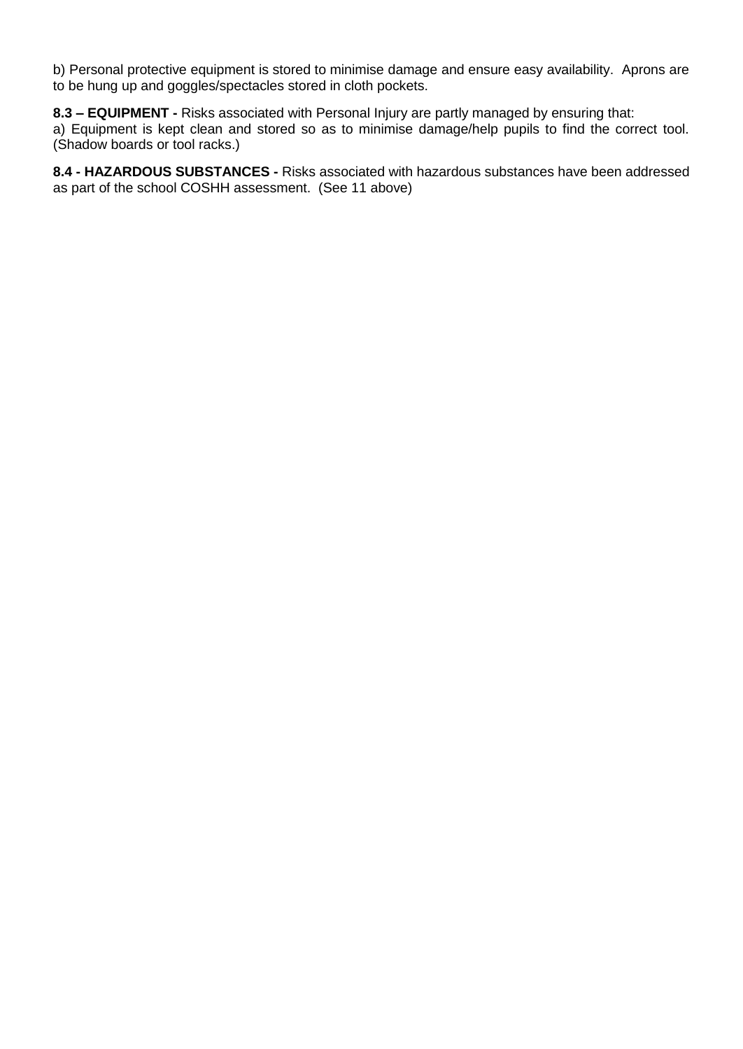b) Personal protective equipment is stored to minimise damage and ensure easy availability. Aprons are to be hung up and goggles/spectacles stored in cloth pockets.

**8.3 – EQUIPMENT -** Risks associated with Personal Injury are partly managed by ensuring that:
a) Equipment is kept clean and stored so as to minimise damage/help pupils to find the correct tool. (Shadow boards or tool racks.)

**8.4 - HAZARDOUS SUBSTANCES -** Risks associated with hazardous substances have been addressed as part of the school COSHH assessment. (See 11 above)